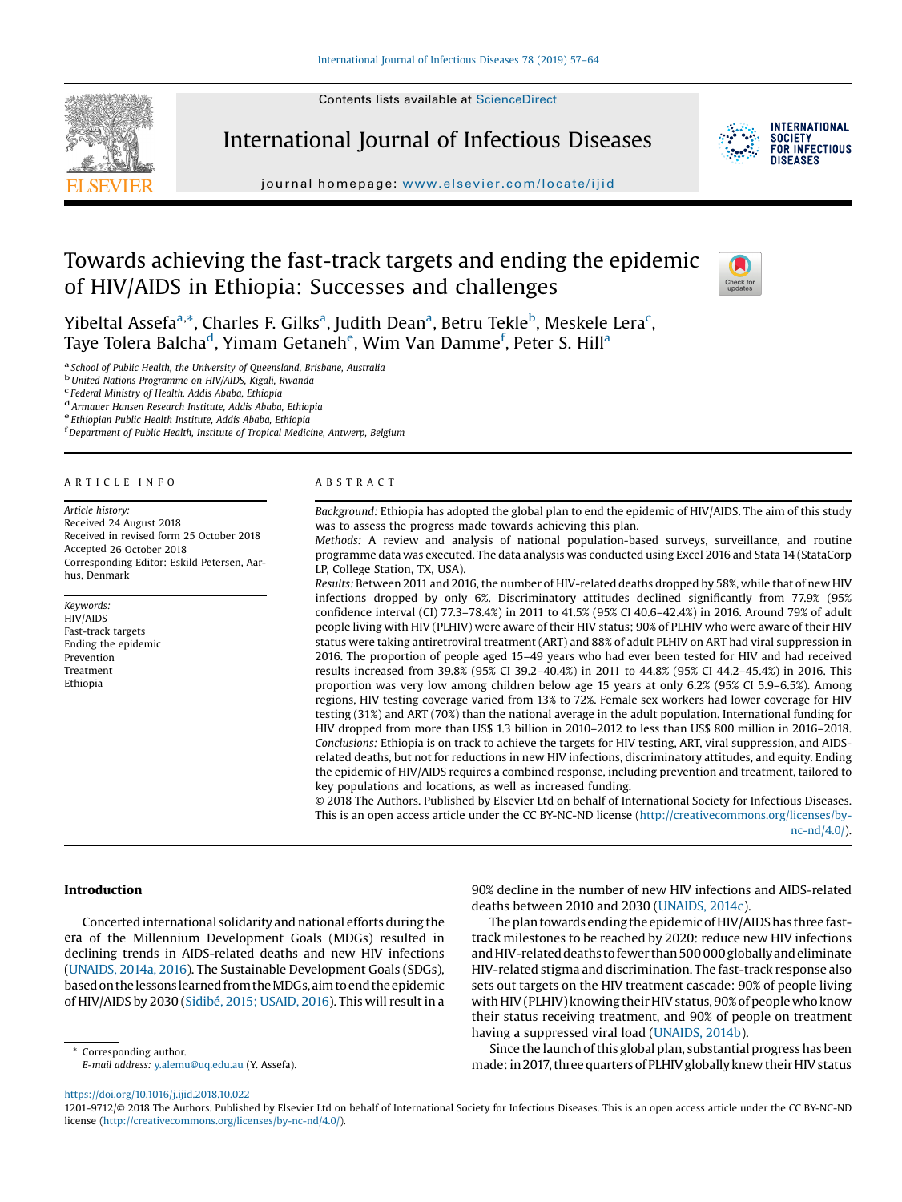# Towards achieving the fast-track targets and ending the epidemic of HIV/AIDS in Ethiopia: Successes and challenges

Yibeltal Assefa[a,*], Charles F. Gilks[a], Judith Dean[a], Betru Tekle[b], Meskele Lera[c], Taye Tolera Balcha[d], Yimam Getaneh[e], Wim Van Damme[f], Peter S. Hill[a]

[a] School of Public Health, the University of Queensland, Brisbane, Australia
[b] United Nations Programme on HIV/AIDS, Kigali, Rwanda
[c] Federal Ministry of Health, Addis Ababa, Ethiopia
[d] Armauer Hansen Research Institute, Addis Ababa, Ethiopia
[e] Ethiopian Public Health Institute, Addis Ababa, Ethiopia
[f] Department of Public Health, Institute of Tropical Medicine, Antwerp, Belgium

## ARTICLE INFO

*Article history:*
Received 24 August 2018
Received in revised form 25 October 2018
Accepted 26 October 2018
Corresponding Editor: Eskild Petersen, Aarhus, Denmark

*Keywords:*
HIV/AIDS
Fast-track targets
Ending the epidemic
Prevention
Treatment
Ethiopia

## ABSTRACT

*Background:* Ethiopia has adopted the global plan to end the epidemic of HIV/AIDS. The aim of this study was to assess the progress made towards achieving this plan.

*Methods:* A review and analysis of national population-based surveys, surveillance, and routine programme data was executed. The data analysis was conducted using Excel 2016 and Stata 14 (StataCorp LP, College Station, TX, USA).

*Results:* Between 2011 and 2016, the number of HIV-related deaths dropped by 58%, while that of new HIV infections dropped by only 6%. Discriminatory attitudes declined significantly from 77.9% (95% confidence interval (CI) 77.3–78.4%) in 2011 to 41.5% (95% CI 40.6–42.4%) in 2016. Around 79% of adult people living with HIV (PLHIV) were aware of their HIV status; 90% of PLHIV who were aware of their HIV status were taking antiretroviral treatment (ART) and 88% of adult PLHIV on ART had viral suppression in 2016. The proportion of people aged 15–49 years who had ever been tested for HIV and had received results increased from 39.8% (95% CI 39.2–40.4%) in 2011 to 44.8% (95% CI 44.2–45.4%) in 2016. This proportion was very low among children below age 15 years at only 6.2% (95% CI 5.9–6.5%). Among regions, HIV testing coverage varied from 13% to 72%. Female sex workers had lower coverage for HIV testing (31%) and ART (70%) than the national average in the adult population. International funding for HIV dropped from more than US$ 1.3 billion in 2010–2012 to less than US$ 800 million in 2016–2018.

*Conclusions:* Ethiopia is on track to achieve the targets for HIV testing, ART, viral suppression, and AIDS-related deaths, but not for reductions in new HIV infections, discriminatory attitudes, and equity. Ending the epidemic of HIV/AIDS requires a combined response, including prevention and treatment, tailored to key populations and locations, as well as increased funding.

© 2018 The Authors. Published by Elsevier Ltd on behalf of International Society for Infectious Diseases. This is an open access article under the CC BY-NC-ND license (http://creativecommons.org/licenses/by-nc-nd/4.0/).

## Introduction

Concerted international solidarity and national efforts during the era of the Millennium Development Goals (MDGs) resulted in declining trends in AIDS-related deaths and new HIV infections (UNAIDS, 2014a, 2016). The Sustainable Development Goals (SDGs), based on the lessons learned from the MDGs, aim to end the epidemic of HIV/AIDS by 2030 (Sidibé, 2015; USAID, 2016). This will result in a 90% decline in the number of new HIV infections and AIDS-related deaths between 2010 and 2030 (UNAIDS, 2014c).

The plan towards ending the epidemic of HIV/AIDS has three fast-track milestones to be reached by 2020: reduce new HIV infections and HIV-related deaths to fewer than 500 000 globally and eliminate HIV-related stigma and discrimination. The fast-track response also sets out targets on the HIV treatment cascade: 90% of people living with HIV (PLHIV) knowing their HIV status, 90% of people who know their status receiving treatment, and 90% of people on treatment having a suppressed viral load (UNAIDS, 2014b).

Since the launch of this global plan, substantial progress has been made: in 2017, three quarters of PLHIV globally knew their HIV status

\* Corresponding author.
*E-mail address:* y.alemu@uq.edu.au (Y. Assefa).

https://doi.org/10.1016/j.ijid.2018.10.022
1201-9712/© 2018 The Authors. Published by Elsevier Ltd on behalf of International Society for Infectious Diseases. This is an open access article under the CC BY-NC-ND license (http://creativecommons.org/licenses/by-nc-nd/4.0/).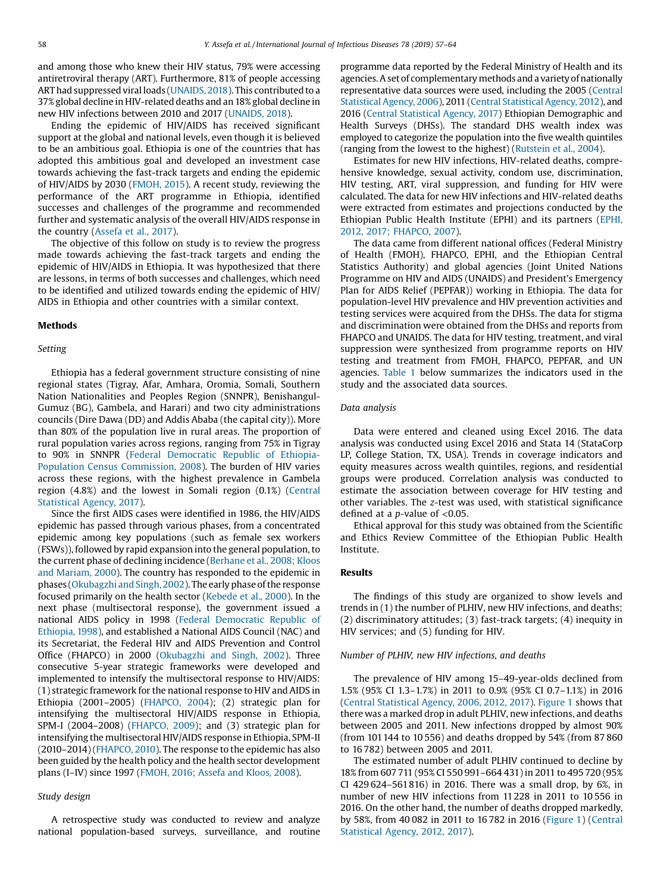and among those who knew their HIV status, 79% were accessing antiretroviral therapy (ART). Furthermore, 81% of people accessing ART had suppressed viral loads (UNAIDS, 2018). This contributed to a 37% global decline in HIV-related deaths and an 18% global decline in new HIV infections between 2010 and 2017 (UNAIDS, 2018).

Ending the epidemic of HIV/AIDS has received significant support at the global and national levels, even though it is believed to be an ambitious goal. Ethiopia is one of the countries that has adopted this ambitious goal and developed an investment case towards achieving the fast-track targets and ending the epidemic of HIV/AIDS by 2030 (FMOH, 2015). A recent study, reviewing the performance of the ART programme in Ethiopia, identified successes and challenges of the programme and recommended further and systematic analysis of the overall HIV/AIDS response in the country (Assefa et al., 2017).

The objective of this follow on study is to review the progress made towards achieving the fast-track targets and ending the epidemic of HIV/AIDS in Ethiopia. It was hypothesized that there are lessons, in terms of both successes and challenges, which need to be identified and utilized towards ending the epidemic of HIV/AIDS in Ethiopia and other countries with a similar context.

## Methods

### Setting

Ethiopia has a federal government structure consisting of nine regional states (Tigray, Afar, Amhara, Oromia, Somali, Southern Nation Nationalities and Peoples Region (SNNPR), Benishangul-Gumuz (BG), Gambela, and Harari) and two city administrations councils (Dire Dawa (DD) and Addis Ababa (the capital city)). More than 80% of the population live in rural areas. The proportion of rural population varies across regions, ranging from 75% in Tigray to 90% in SNNPR (Federal Democratic Republic of Ethiopia-Population Census Commission, 2008). The burden of HIV varies across these regions, with the highest prevalence in Gambela region (4.8%) and the lowest in Somali region (0.1%) (Central Statistical Agency, 2017).

Since the first AIDS cases were identified in 1986, the HIV/AIDS epidemic has passed through various phases, from a concentrated epidemic among key populations (such as female sex workers (FSWs)), followed by rapid expansion into the general population, to the current phase of declining incidence (Berhane et al., 2008; Kloos and Mariam, 2000). The country has responded to the epidemic in phases (Okubagzhi and Singh, 2002). The early phase of the response focused primarily on the health sector (Kebede et al., 2000). In the next phase (multisectoral response), the government issued a national AIDS policy in 1998 (Federal Democratic Republic of Ethiopia, 1998), and established a National AIDS Council (NAC) and its Secretariat, the Federal HIV and AIDS Prevention and Control Office (FHAPCO) in 2000 (Okubagzhi and Singh, 2002). Three consecutive 5-year strategic frameworks were developed and implemented to intensify the multisectoral response to HIV/AIDS: (1) strategic framework for the national response to HIV and AIDS in Ethiopia (2001–2005) (FHAPCO, 2004); (2) strategic plan for intensifying the multisectoral HIV/AIDS response in Ethiopia, SPM-I (2004–2008) (FHAPCO, 2009); and (3) strategic plan for intensifying the multisectoral HIV/AIDS response in Ethiopia, SPM-II (2010–2014) (FHAPCO, 2010). The response to the epidemic has also been guided by the health policy and the health sector development plans (I–IV) since 1997 (FMOH, 2016; Assefa and Kloos, 2008).

### Study design

A retrospective study was conducted to review and analyze national population-based surveys, surveillance, and routine programme data reported by the Federal Ministry of Health and its agencies. A set of complementary methods and a variety of nationally representative data sources were used, including the 2005 (Central Statistical Agency, 2006), 2011 (Central Statistical Agency, 2012), and 2016 (Central Statistical Agency, 2017) Ethiopian Demographic and Health Surveys (DHSs). The standard DHS wealth index was employed to categorize the population into the five wealth quintiles (ranging from the lowest to the highest) (Rutstein et al., 2004).

Estimates for new HIV infections, HIV-related deaths, comprehensive knowledge, sexual activity, condom use, discrimination, HIV testing, ART, viral suppression, and funding for HIV were calculated. The data for new HIV infections and HIV-related deaths were extracted from estimates and projections conducted by the Ethiopian Public Health Institute (EPHI) and its partners (EPHI, 2012, 2017; FHAPCO, 2007).

The data came from different national offices (Federal Ministry of Health (FMOH), FHAPCO, EPHI, and the Ethiopian Central Statistics Authority) and global agencies (Joint United Nations Programme on HIV and AIDS (UNAIDS) and President's Emergency Plan for AIDS Relief (PEPFAR)) working in Ethiopia. The data for population-level HIV prevalence and HIV prevention activities and testing services were acquired from the DHSs. The data for stigma and discrimination were obtained from the DHSs and reports from FHAPCO and UNAIDS. The data for HIV testing, treatment, and viral suppression were synthesized from programme reports on HIV testing and treatment from FMOH, FHAPCO, PEPFAR, and UN agencies. Table 1 below summarizes the indicators used in the study and the associated data sources.

### Data analysis

Data were entered and cleaned using Excel 2016. The data analysis was conducted using Excel 2016 and Stata 14 (StataCorp LP, College Station, TX, USA). Trends in coverage indicators and equity measures across wealth quintiles, regions, and residential groups were produced. Correlation analysis was conducted to estimate the association between coverage for HIV testing and other variables. The *z*-test was used, with statistical significance defined at a *p*-value of $<0.05$.

Ethical approval for this study was obtained from the Scientific and Ethics Review Committee of the Ethiopian Public Health Institute.

## Results

The findings of this study are organized to show levels and trends in (1) the number of PLHIV, new HIV infections, and deaths; (2) discriminatory attitudes; (3) fast-track targets; (4) inequity in HIV services; and (5) funding for HIV.

### Number of PLHIV, new HIV infections, and deaths

The prevalence of HIV among 15–49-year-olds declined from 1.5% (95% CI 1.3–1.7%) in 2011 to 0.9% (95% CI 0.7–1.1%) in 2016 (Central Statistical Agency, 2006, 2012, 2017). Figure 1 shows that there was a marked drop in adult PLHIV, new infections, and deaths between 2005 and 2011. New infections dropped by almost 90% (from 101 144 to 10 556) and deaths dropped by 54% (from 87 860 to 16 782) between 2005 and 2011.

The estimated number of adult PLHIV continued to decline by 18% from 607 711 (95% CI 550 991–664 431) in 2011 to 495 720 (95% CI 429 624–561 816) in 2016. There was a small drop, by 6%, in number of new HIV infections from 11 228 in 2011 to 10 556 in 2016. On the other hand, the number of deaths dropped markedly, by 58%, from 40 082 in 2011 to 16 782 in 2016 (Figure 1) (Central Statistical Agency, 2012, 2017).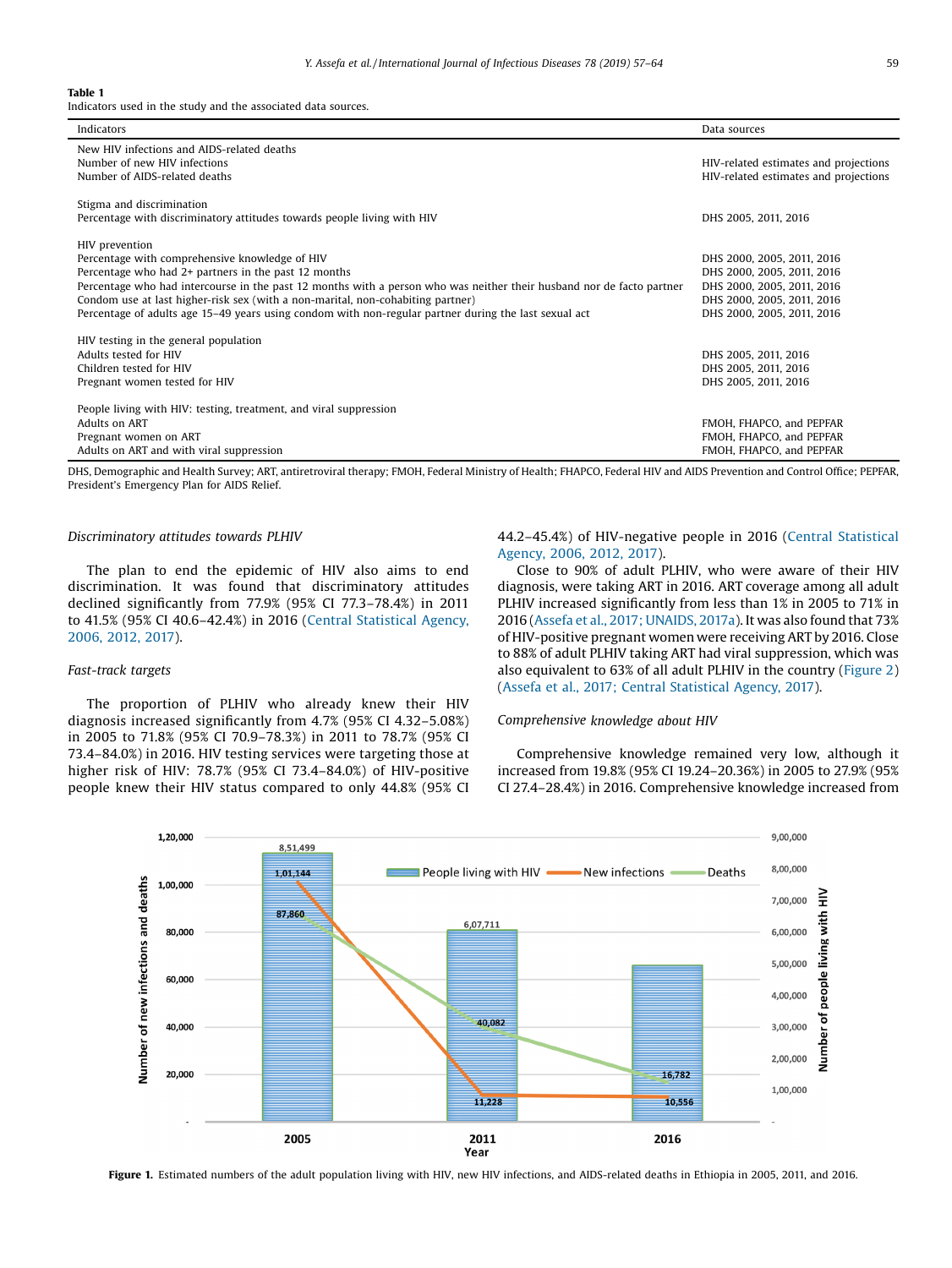**Table 1**
Indicators used in the study and the associated data sources.

| Indicators | Data sources |
|---|---|
| New HIV infections and AIDS-related deaths | |
| Number of new HIV infections | HIV-related estimates and projections |
| Number of AIDS-related deaths | HIV-related estimates and projections |
| Stigma and discrimination | |
| Percentage with discriminatory attitudes towards people living with HIV | DHS 2005, 2011, 2016 |
| HIV prevention | |
| Percentage with comprehensive knowledge of HIV | DHS 2000, 2005, 2011, 2016 |
| Percentage who had 2+ partners in the past 12 months | DHS 2000, 2005, 2011, 2016 |
| Percentage who had intercourse in the past 12 months with a person who was neither their husband nor de facto partner | DHS 2000, 2005, 2011, 2016 |
| Condom use at last higher-risk sex (with a non-marital, non-cohabiting partner) | DHS 2000, 2005, 2011, 2016 |
| Percentage of adults age 15–49 years using condom with non-regular partner during the last sexual act | DHS 2000, 2005, 2011, 2016 |
| HIV testing in the general population | |
| Adults tested for HIV | DHS 2005, 2011, 2016 |
| Children tested for HIV | DHS 2005, 2011, 2016 |
| Pregnant women tested for HIV | DHS 2005, 2011, 2016 |
| People living with HIV: testing, treatment, and viral suppression | |
| Adults on ART | FMOH, FHAPCO, and PEPFAR |
| Pregnant women on ART | FMOH, FHAPCO, and PEPFAR |
| Adults on ART and with viral suppression | FMOH, FHAPCO, and PEPFAR |

DHS, Demographic and Health Survey; ART, antiretroviral therapy; FMOH, Federal Ministry of Health; FHAPCO, Federal HIV and AIDS Prevention and Control Office; PEPFAR, President's Emergency Plan for AIDS Relief.

### Discriminatory attitudes towards PLHIV

The plan to end the epidemic of HIV also aims to end discrimination. It was found that discriminatory attitudes declined significantly from 77.9% (95% CI 77.3–78.4%) in 2011 to 41.5% (95% CI 40.6–42.4%) in 2016 (Central Statistical Agency, 2006, 2012, 2017).

### Fast-track targets

The proportion of PLHIV who already knew their HIV diagnosis increased significantly from 4.7% (95% CI 4.32–5.08%) in 2005 to 71.8% (95% CI 70.9–78.3%) in 2011 to 78.7% (95% CI 73.4–84.0%) in 2016. HIV testing services were targeting those at higher risk of HIV: 78.7% (95% CI 73.4–84.0%) of HIV-positive people knew their HIV status compared to only 44.8% (95% CI 44.2–45.4%) of HIV-negative people in 2016 (Central Statistical Agency, 2006, 2012, 2017).

Close to 90% of adult PLHIV, who were aware of their HIV diagnosis, were taking ART in 2016. ART coverage among all adult PLHIV increased significantly from less than 1% in 2005 to 71% in 2016 (Assefa et al., 2017; UNAIDS, 2017a). It was also found that 73% of HIV-positive pregnant women were receiving ART by 2016. Close to 88% of adult PLHIV taking ART had viral suppression, which was also equivalent to 63% of all adult PLHIV in the country (Figure 2) (Assefa et al., 2017; Central Statistical Agency, 2017).

### Comprehensive knowledge about HIV

Comprehensive knowledge remained very low, although it increased from 19.8% (95% CI 19.24–20.36%) in 2005 to 27.9% (95% CI 27.4–28.4%) in 2016. Comprehensive knowledge increased from

**Figure 1.** Estimated numbers of the adult population living with HIV, new HIV infections, and AIDS-related deaths in Ethiopia in 2005, 2011, and 2016.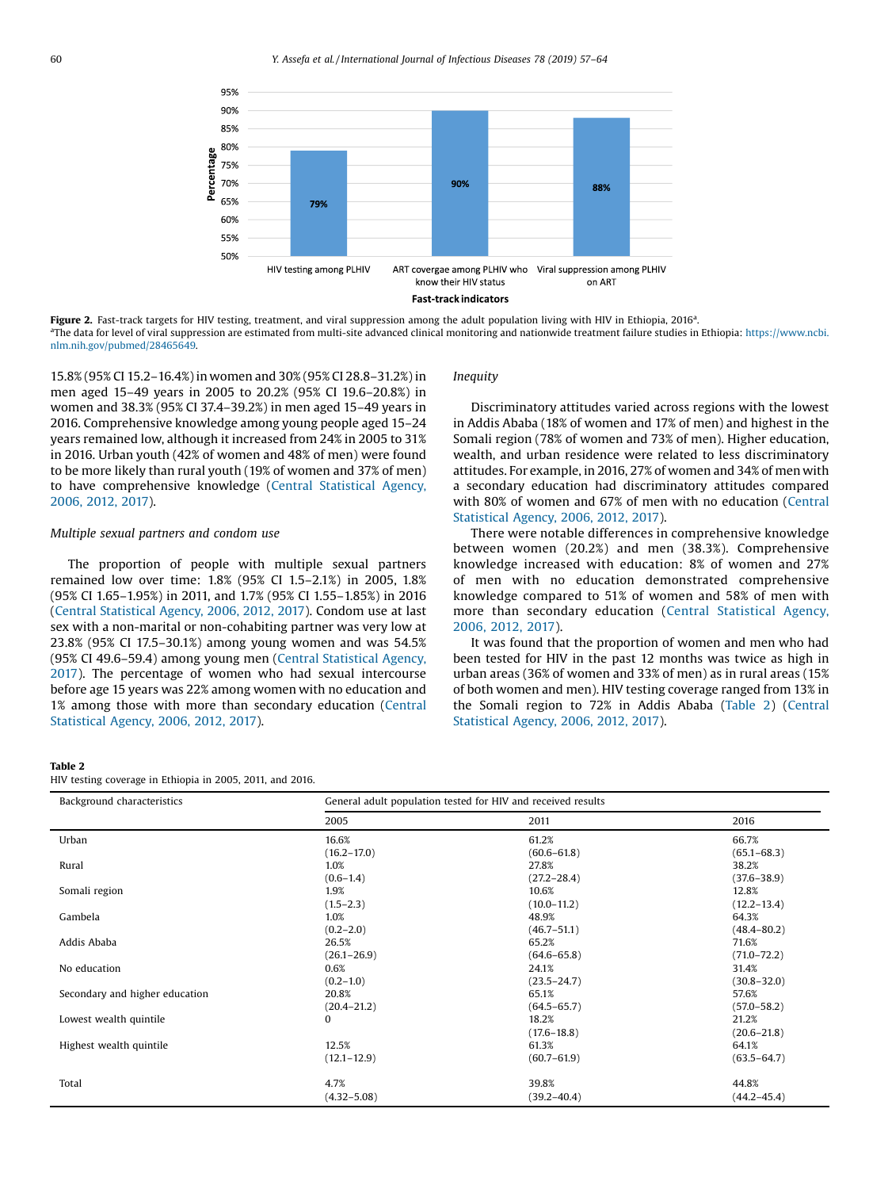Figure 2. Fast-track targets for HIV testing, treatment, and viral suppression among the adult population living with HIV in Ethiopia, 2016[a].
[a]The data for level of viral suppression are estimated from multi-site advanced clinical monitoring and nationwide treatment failure studies in Ethiopia: https://www.ncbi.nlm.nih.gov/pubmed/28465649.

15.8% (95% CI 15.2–16.4%) in women and 30% (95% CI 28.8–31.2%) in men aged 15–49 years in 2005 to 20.2% (95% CI 19.6–20.8%) in women and 38.3% (95% CI 37.4–39.2%) in men aged 15–49 years in 2016. Comprehensive knowledge among young people aged 15–24 years remained low, although it increased from 24% in 2005 to 31% in 2016. Urban youth (42% of women and 48% of men) were found to be more likely than rural youth (19% of women and 37% of men) to have comprehensive knowledge (Central Statistical Agency, 2006, 2012, 2017).

### Multiple sexual partners and condom use

The proportion of people with multiple sexual partners remained low over time: 1.8% (95% CI 1.5–2.1%) in 2005, 1.8% (95% CI 1.65–1.95%) in 2011, and 1.7% (95% CI 1.55–1.85%) in 2016 (Central Statistical Agency, 2006, 2012, 2017). Condom use at last sex with a non-marital or non-cohabiting partner was very low at 23.8% (95% CI 17.5–30.1%) among young women and was 54.5% (95% CI 49.6–59.4) among young men (Central Statistical Agency, 2017). The percentage of women who had sexual intercourse before age 15 years was 22% among women with no education and 1% among those with more than secondary education (Central Statistical Agency, 2006, 2012, 2017).

### Inequity

Discriminatory attitudes varied across regions with the lowest in Addis Ababa (18% of women and 17% of men) and highest in the Somali region (78% of women and 73% of men). Higher education, wealth, and urban residence were related to less discriminatory attitudes. For example, in 2016, 27% of women and 34% of men with a secondary education had discriminatory attitudes compared with 80% of women and 67% of men with no education (Central Statistical Agency, 2006, 2012, 2017).

There were notable differences in comprehensive knowledge between women (20.2%) and men (38.3%). Comprehensive knowledge increased with education: 8% of women and 27% of men with no education demonstrated comprehensive knowledge compared to 51% of women and 58% of men with more than secondary education (Central Statistical Agency, 2006, 2012, 2017).

It was found that the proportion of women and men who had been tested for HIV in the past 12 months was twice as high in urban areas (36% of women and 33% of men) as in rural areas (15% of both women and men). HIV testing coverage ranged from 13% in the Somali region to 72% in Addis Ababa (Table 2) (Central Statistical Agency, 2006, 2012, 2017).

**Table 2**
HIV testing coverage in Ethiopia in 2005, 2011, and 2016.

| Background characteristics | General adult population tested for HIV and received results | | |
|---|---|---|---|
| | 2005 | 2011 | 2016 |
| Urban | 16.6% (16.2–17.0) | 61.2% (60.6–61.8) | 66.7% (65.1–68.3) |
| Rural | 1.0% (0.6–1.4) | 27.8% (27.2–28.4) | 38.2% (37.6–38.9) |
| Somali region | 1.9% (1.5–2.3) | 10.6% (10.0–11.2) | 12.8% (12.2–13.4) |
| Gambela | 1.0% (0.2–2.0) | 48.9% (46.7–51.1) | 64.3% (48.4–80.2) |
| Addis Ababa | 26.5% (26.1–26.9) | 65.2% (64.6–65.8) | 71.6% (71.0–72.2) |
| No education | 0.6% (0.2–1.0) | 24.1% (23.5–24.7) | 31.4% (30.8–32.0) |
| Secondary and higher education | 20.8% (20.4–21.2) | 65.1% (64.5–65.7) | 57.6% (57.0–58.2) |
| Lowest wealth quintile | 0 | 18.2% (17.6–18.8) | 21.2% (20.6–21.8) |
| Highest wealth quintile | 12.5% (12.1–12.9) | 61.3% (60.7–61.9) | 64.1% (63.5–64.7) |
| Total | 4.7% (4.32–5.08) | 39.8% (39.2–40.4) | 44.8% (44.2–45.4) |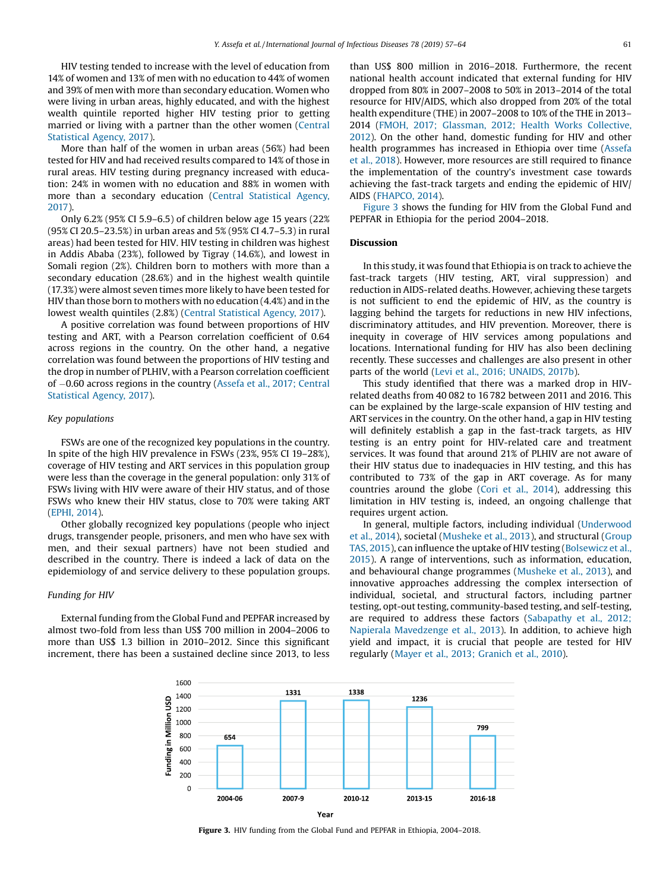HIV testing tended to increase with the level of education from 14% of women and 13% of men with no education to 44% of women and 39% of men with more than secondary education. Women who were living in urban areas, highly educated, and with the highest wealth quintile reported higher HIV testing prior to getting married or living with a partner than the other women (Central Statistical Agency, 2017).

More than half of the women in urban areas (56%) had been tested for HIV and had received results compared to 14% of those in rural areas. HIV testing during pregnancy increased with education: 24% in women with no education and 88% in women with more than a secondary education (Central Statistical Agency, 2017).

Only 6.2% (95% CI 5.9–6.5) of children below age 15 years (22% (95% CI 20.5–23.5%) in urban areas and 5% (95% CI 4.7–5.3) in rural areas) had been tested for HIV. HIV testing in children was highest in Addis Ababa (23%), followed by Tigray (14.6%), and lowest in Somali region (2%). Children born to mothers with more than a secondary education (28.6%) and in the highest wealth quintile (17.3%) were almost seven times more likely to have been tested for HIV than those born to mothers with no education (4.4%) and in the lowest wealth quintiles (2.8%) (Central Statistical Agency, 2017).

A positive correlation was found between proportions of HIV testing and ART, with a Pearson correlation coefficient of 0.64 across regions in the country. On the other hand, a negative correlation was found between the proportions of HIV testing and the drop in number of PLHIV, with a Pearson correlation coefficient of −0.60 across regions in the country (Assefa et al., 2017; Central Statistical Agency, 2017).

### Key populations

FSWs are one of the recognized key populations in the country. In spite of the high HIV prevalence in FSWs (23%, 95% CI 19–28%), coverage of HIV testing and ART services in this population group were less than the coverage in the general population: only 31% of FSWs living with HIV were aware of their HIV status, and of those FSWs who knew their HIV status, close to 70% were taking ART (EPHI, 2014).

Other globally recognized key populations (people who inject drugs, transgender people, prisoners, and men who have sex with men, and their sexual partners) have not been studied and described in the country. There is indeed a lack of data on the epidemiology of and service delivery to these population groups.

### Funding for HIV

External funding from the Global Fund and PEPFAR increased by almost two-fold from less than US$ 700 million in 2004–2006 to more than US$ 1.3 billion in 2010–2012. Since this significant increment, there has been a sustained decline since 2013, to less than US$ 800 million in 2016–2018. Furthermore, the recent national health account indicated that external funding for HIV dropped from 80% in 2007–2008 to 50% in 2013–2014 of the total resource for HIV/AIDS, which also dropped from 20% of the total health expenditure (THE) in 2007–2008 to 10% of the THE in 2013–2014 (FMOH, 2017; Glassman, 2012; Health Works Collective, 2012). On the other hand, domestic funding for HIV and other health programmes has increased in Ethiopia over time (Assefa et al., 2018). However, more resources are still required to finance the implementation of the country's investment case towards achieving the fast-track targets and ending the epidemic of HIV/AIDS (FHAPCO, 2014).

Figure 3 shows the funding for HIV from the Global Fund and PEPFAR in Ethiopia for the period 2004–2018.

## Discussion

In this study, it was found that Ethiopia is on track to achieve the fast-track targets (HIV testing, ART, viral suppression) and reduction in AIDS-related deaths. However, achieving these targets is not sufficient to end the epidemic of HIV, as the country is lagging behind the targets for reductions in new HIV infections, discriminatory attitudes, and HIV prevention. Moreover, there is inequity in coverage of HIV services among populations and locations. International funding for HIV has also been declining recently. These successes and challenges are also present in other parts of the world (Levi et al., 2016; UNAIDS, 2017b).

This study identified that there was a marked drop in HIV-related deaths from 40 082 to 16 782 between 2011 and 2016. This can be explained by the large-scale expansion of HIV testing and ART services in the country. On the other hand, a gap in HIV testing will definitely establish a gap in the fast-track targets, as HIV testing is an entry point for HIV-related care and treatment services. It was found that around 21% of PLHIV are not aware of their HIV status due to inadequacies in HIV testing, and this has contributed to 73% of the gap in ART coverage. As for many countries around the globe (Cori et al., 2014), addressing this limitation in HIV testing is, indeed, an ongoing challenge that requires urgent action.

In general, multiple factors, including individual (Underwood et al., 2014), societal (Musheke et al., 2013), and structural (Group TAS, 2015), can influence the uptake of HIV testing (Bolsewicz et al., 2015). A range of interventions, such as information, education, and behavioural change programmes (Musheke et al., 2013), and innovative approaches addressing the complex intersection of individual, societal, and structural factors, including partner testing, opt-out testing, community-based testing, and self-testing, are required to address these factors (Sabapathy et al., 2012; Napierala Mavedzenge et al., 2013). In addition, to achieve high yield and impact, it is crucial that people are tested for HIV regularly (Mayer et al., 2013; Granich et al., 2010).

| Year | Funding in Million USD |
|---|---|
| 2004-06 | 654 |
| 2007-9 | 1331 |
| 2010-12 | 1338 |
| 2013-15 | 1236 |
| 2016-18 | 799 |

**Figure 3.** HIV funding from the Global Fund and PEPFAR in Ethiopia, 2004–2018.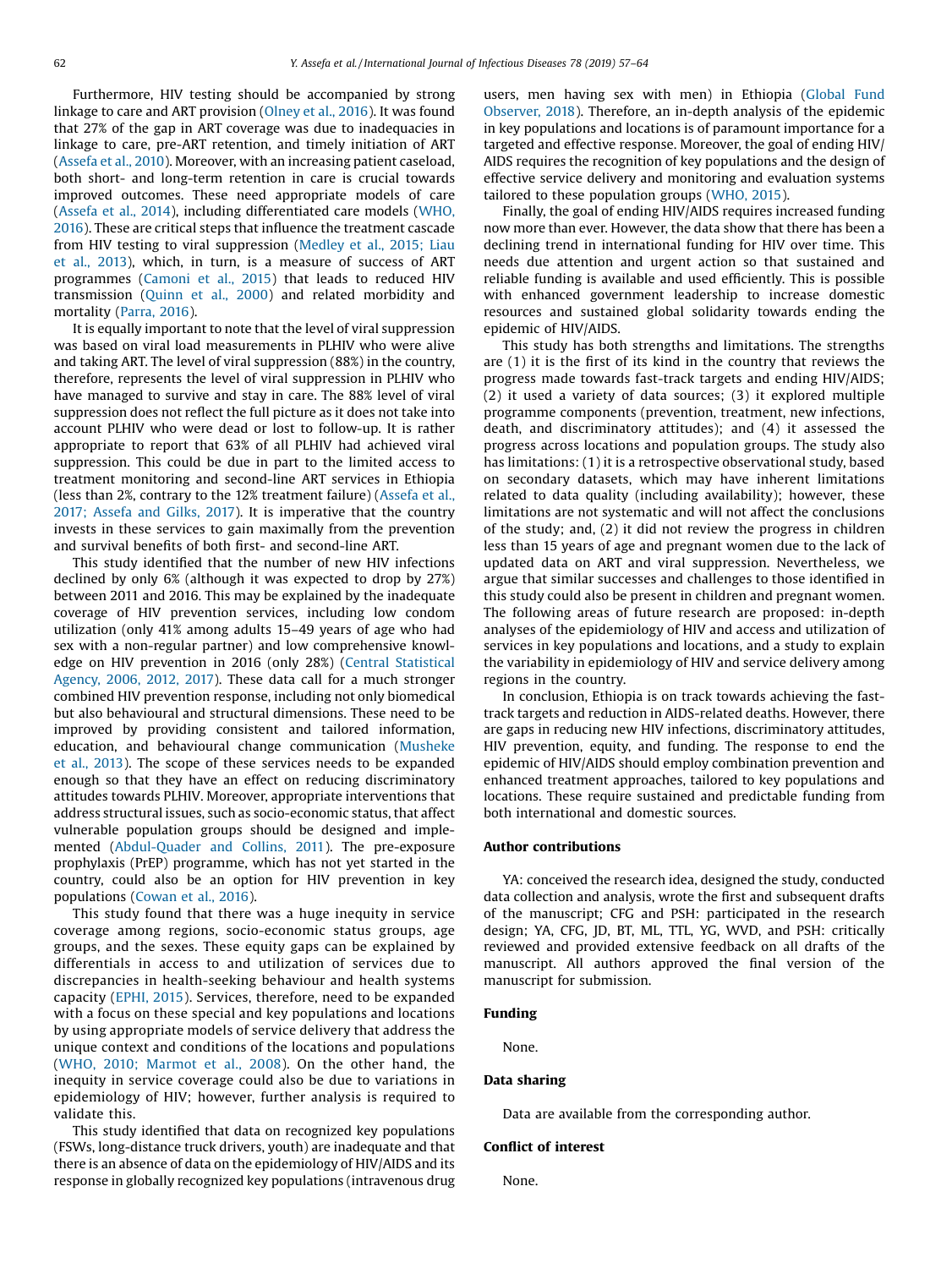Furthermore, HIV testing should be accompanied by strong linkage to care and ART provision (Olney et al., 2016). It was found that 27% of the gap in ART coverage was due to inadequacies in linkage to care, pre-ART retention, and timely initiation of ART (Assefa et al., 2010). Moreover, with an increasing patient caseload, both short- and long-term retention in care is crucial towards improved outcomes. These need appropriate models of care (Assefa et al., 2014), including differentiated care models (WHO, 2016). These are critical steps that influence the treatment cascade from HIV testing to viral suppression (Medley et al., 2015; Liau et al., 2013), which, in turn, is a measure of success of ART programmes (Camoni et al., 2015) that leads to reduced HIV transmission (Quinn et al., 2000) and related morbidity and mortality (Parra, 2016).

It is equally important to note that the level of viral suppression was based on viral load measurements in PLHIV who were alive and taking ART. The level of viral suppression (88%) in the country, therefore, represents the level of viral suppression in PLHIV who have managed to survive and stay in care. The 88% level of viral suppression does not reflect the full picture as it does not take into account PLHIV who were dead or lost to follow-up. It is rather appropriate to report that 63% of all PLHIV had achieved viral suppression. This could be due in part to the limited access to treatment monitoring and second-line ART services in Ethiopia (less than 2%, contrary to the 12% treatment failure) (Assefa et al., 2017; Assefa and Gilks, 2017). It is imperative that the country invests in these services to gain maximally from the prevention and survival benefits of both first- and second-line ART.

This study identified that the number of new HIV infections declined by only 6% (although it was expected to drop by 27%) between 2011 and 2016. This may be explained by the inadequate coverage of HIV prevention services, including low condom utilization (only 41% among adults 15–49 years of age who had sex with a non-regular partner) and low comprehensive knowledge on HIV prevention in 2016 (only 28%) (Central Statistical Agency, 2006, 2012, 2017). These data call for a much stronger combined HIV prevention response, including not only biomedical but also behavioural and structural dimensions. These need to be improved by providing consistent and tailored information, education, and behavioural change communication (Musheke et al., 2013). The scope of these services needs to be expanded enough so that they have an effect on reducing discriminatory attitudes towards PLHIV. Moreover, appropriate interventions that address structural issues, such as socio-economic status, that affect vulnerable population groups should be designed and implemented (Abdul-Quader and Collins, 2011). The pre-exposure prophylaxis (PrEP) programme, which has not yet started in the country, could also be an option for HIV prevention in key populations (Cowan et al., 2016).

This study found that there was a huge inequity in service coverage among regions, socio-economic status groups, age groups, and the sexes. These equity gaps can be explained by differentials in access to and utilization of services due to discrepancies in health-seeking behaviour and health systems capacity (EPHI, 2015). Services, therefore, need to be expanded with a focus on these special and key populations and locations by using appropriate models of service delivery that address the unique context and conditions of the locations and populations (WHO, 2010; Marmot et al., 2008). On the other hand, the inequity in service coverage could also be due to variations in epidemiology of HIV; however, further analysis is required to validate this.

This study identified that data on recognized key populations (FSWs, long-distance truck drivers, youth) are inadequate and that there is an absence of data on the epidemiology of HIV/AIDS and its response in globally recognized key populations (intravenous drug users, men having sex with men) in Ethiopia (Global Fund Observer, 2018). Therefore, an in-depth analysis of the epidemic in key populations and locations is of paramount importance for a targeted and effective response. Moreover, the goal of ending HIV/AIDS requires the recognition of key populations and the design of effective service delivery and monitoring and evaluation systems tailored to these population groups (WHO, 2015).

Finally, the goal of ending HIV/AIDS requires increased funding now more than ever. However, the data show that there has been a declining trend in international funding for HIV over time. This needs due attention and urgent action so that sustained and reliable funding is available and used efficiently. This is possible with enhanced government leadership to increase domestic resources and sustained global solidarity towards ending the epidemic of HIV/AIDS.

This study has both strengths and limitations. The strengths are (1) it is the first of its kind in the country that reviews the progress made towards fast-track targets and ending HIV/AIDS; (2) it used a variety of data sources; (3) it explored multiple programme components (prevention, treatment, new infections, death, and discriminatory attitudes); and (4) it assessed the progress across locations and population groups. The study also has limitations: (1) it is a retrospective observational study, based on secondary datasets, which may have inherent limitations related to data quality (including availability); however, these limitations are not systematic and will not affect the conclusions of the study; and, (2) it did not review the progress in children less than 15 years of age and pregnant women due to the lack of updated data on ART and viral suppression. Nevertheless, we argue that similar successes and challenges to those identified in this study could also be present in children and pregnant women. The following areas of future research are proposed: in-depth analyses of the epidemiology of HIV and access and utilization of services in key populations and locations, and a study to explain the variability in epidemiology of HIV and service delivery among regions in the country.

In conclusion, Ethiopia is on track towards achieving the fast-track targets and reduction in AIDS-related deaths. However, there are gaps in reducing new HIV infections, discriminatory attitudes, HIV prevention, equity, and funding. The response to end the epidemic of HIV/AIDS should employ combination prevention and enhanced treatment approaches, tailored to key populations and locations. These require sustained and predictable funding from both international and domestic sources.

## Author contributions

YA: conceived the research idea, designed the study, conducted data collection and analysis, wrote the first and subsequent drafts of the manuscript; CFG and PSH: participated in the research design; YA, CFG, JD, BT, ML, TTL, YG, WVD, and PSH: critically reviewed and provided extensive feedback on all drafts of the manuscript. All authors approved the final version of the manuscript for submission.

## Funding

None.

## Data sharing

Data are available from the corresponding author.

## Conflict of interest

None.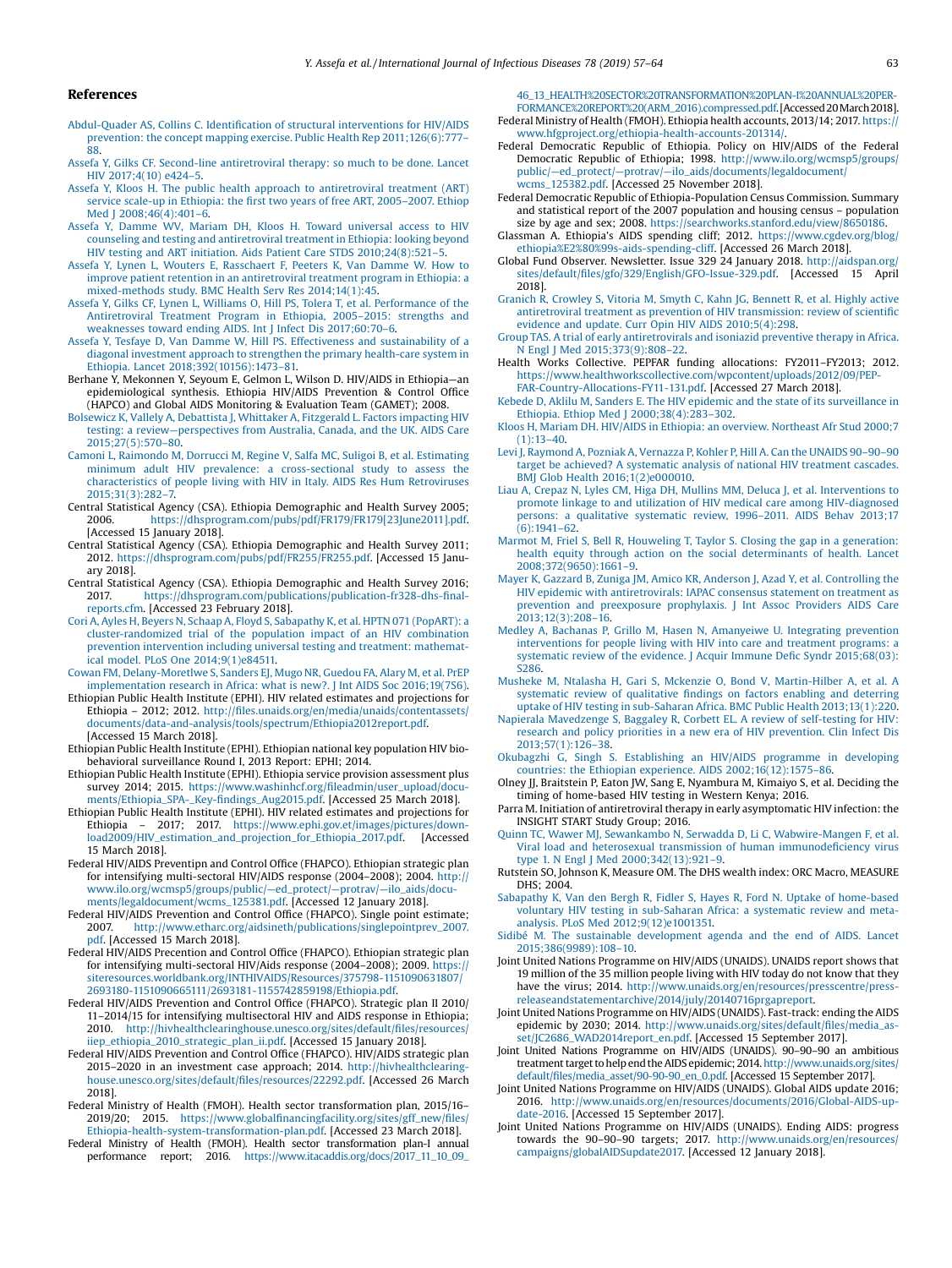## References

Abdul-Quader AS, Collins C. Identification of structural interventions for HIV/AIDS prevention: the concept mapping exercise. Public Health Rep 2011;126(6):777–88.

Assefa Y, Gilks CF. Second-line antiretroviral therapy: so much to be done. Lancet HIV 2017;4(10) e424–5.

Assefa Y, Kloos H. The public health approach to antiretroviral treatment (ART) service scale-up in Ethiopia: the first two years of free ART, 2005–2007. Ethiop Med J 2008;46(4):401–6.

Assefa Y, Damme WV, Mariam DH, Kloos H. Toward universal access to HIV counseling and testing and antiretroviral treatment in Ethiopia: looking beyond HIV testing and ART initiation. Aids Patient Care STDS 2010;24(8):521–5.

Assefa Y, Lynen L, Wouters E, Rasschaert F, Peeters K, Van Damme W. How to improve patient retention in an antiretroviral treatment program in Ethiopia: a mixed-methods study. BMC Health Serv Res 2014;14(1):45.

Assefa Y, Gilks CF, Lynen L, Williams O, Hill PS, Tolera T, et al. Performance of the Antiretroviral Treatment Program in Ethiopia, 2005–2015: strengths and weaknesses toward ending AIDS. Int J Infect Dis 2017;60:70–6.

Assefa Y, Tesfaye D, Van Damme W, Hill PS. Effectiveness and sustainability of a diagonal investment approach to strengthen the primary health-care system in Ethiopia. Lancet 2018;392(10156):1473–81.

Berhane Y, Mekonnen Y, Seyoum E, Gelmon L, Wilson D. HIV/AIDS in Ethiopia—an epidemiological synthesis. Ethiopia HIV/AIDS Prevention & Control Office (HAPCO) and Global AIDS Monitoring & Evaluation Team (GAMET); 2008.

Bolsewicz K, Vallely A, Debattista J, Whittaker A, Fitzgerald L. Factors impacting HIV testing: a review—perspectives from Australia, Canada, and the UK. AIDS Care 2015;27(5):570–80.

Camoni L, Raimondo M, Dorrucci M, Regine V, Salfa MC, Suligoi B, et al. Estimating minimum adult HIV prevalence: a cross-sectional study to assess the characteristics of people living with HIV in Italy. AIDS Res Hum Retroviruses 2015;31(3):282–7.

Central Statistical Agency (CSA). Ethiopia Demographic and Health Survey 2005; 2006. https://dhsprogram.com/pubs/pdf/FR179/FR179[23June2011].pdf. [Accessed 15 January 2018].

Central Statistical Agency (CSA). Ethiopia Demographic and Health Survey 2011; 2012. https://dhsprogram.com/pubs/pdf/FR255/FR255.pdf. [Accessed 15 January 2018].

Central Statistical Agency (CSA). Ethiopia Demographic and Health Survey 2016; 2017. https://dhsprogram.com/publications/publication-fr328-dhs-final-reports.cfm. [Accessed 23 February 2018].

Cori A, Ayles H, Beyers N, Schaap A, Floyd S, Sabapathy K, et al. HPTN 071 (PopART): a cluster-randomized trial of the population impact of an HIV combination prevention intervention including universal testing and treatment: mathematical model. PLoS One 2014;9(1)e84511.

Cowan FM, Delany-Moretlwe S, Sanders EJ, Mugo NR, Guedou FA, Alary M, et al. PrEP implementation research in Africa: what is new?. J Int AIDS Soc 2016;19(7S6).

Ethiopian Public Health Institute (EPHI). HIV related estimates and projections for Ethiopia – 2012; 2012. http://files.unaids.org/en/media/unaids/contentassets/documents/data-and-analysis/tools/spectrum/Ethiopia2012report.pdf. [Accessed 15 March 2018].

Ethiopian Public Health Institute (EPHI). Ethiopian national key population HIV bio-behavioral surveillance Round I, 2013 Report: EPHI; 2014.

Ethiopian Public Health Institute (EPHI). Ethiopia service provision assessment plus survey 2014; 2015. https://www.washinhcf.org/fileadmin/user_upload/documents/Ethiopia_SPA-_Key-findings_Aug2015.pdf. [Accessed 25 March 2018].

Ethiopian Public Health Institute (EPHI). HIV related estimates and projections for Ethiopia – 2017; 2017. https://www.ephi.gov.et/images/pictures/download2009/HIV_estimation_and_projection_for_Ethiopia_2017.pdf. [Accessed 15 March 2018].

Federal HIV/AIDS Preventipn and Control Office (FHAPCO). Ethiopian strategic plan for intensifying multi-sectoral HIV/AIDS response (2004–2008); 2004. http://www.ilo.org/wcmsp5/groups/public/—ed_protect/—protrav/—ilo_aids/documents/legaldocument/wcms_125381.pdf. [Accessed 12 January 2018].

Federal HIV/AIDS Prevention and Control Office (FHAPCO). Single point estimate; 2007. http://www.etharc.org/aidsineth/publications/singlepointprev_2007.pdf. [Accessed 15 March 2018].

Federal HIV/AIDS Precention and Control Office (FHAPCO). Ethiopian strategic plan for intensifying multi-sectoral HIV/Aids response (2004–2008); 2009. https://siteresources.worldbank.org/INTHIVAIDS/Resources/375798-1151090631807/2693180-1151090665111/2693181-1155742859198/Ethiopia.pdf.

Federal HIV/AIDS Prevention and Control Office (FHAPCO). Strategic plan II 2010/11–2014/15 for intensifying multisectoral HIV and AIDS response in Ethiopia; 2010. http://hivhealthclearinghouse.unesco.org/sites/default/files/resources/iiep_ethiopia_2010_strategic_plan_ii.pdf. [Accessed 15 January 2018].

Federal HIV/AIDS Prevention and Control Office (FHAPCO). HIV/AIDS strategic plan 2015–2020 in an investment case approach; 2014. http://hivhealthclearinghouse.unesco.org/sites/default/files/resources/22292.pdf. [Accessed 26 March 2018].

Federal Ministry of Health (FMOH). Health sector transformation plan, 2015/16–2019/20; 2015. https://www.globalfinancingfacility.org/sites/gff_new/files/Ethiopia-health-system-transformation-plan.pdf. [Accessed 23 March 2018].

Federal Ministry of Health (FMOH). Health sector transformation plan-I annual performance report; 2016. https://www.itacaddis.org/docs/2017_11_10_09_46_13_HEALTH%20SECTOR%20TRANSFORMATION%20PLAN-I%20ANNUAL%20PERFORMANCE%20REPORT%20(ARM_2016).compressed.pdf. [Accessed 20 March 2018].

Federal Ministry of Health (FMOH). Ethiopia health accounts, 2013/14; 2017. https://www.hfgproject.org/ethiopia-health-accounts-201314/.

Federal Democratic Republic of Ethiopia. Policy on HIV/AIDS of the Federal Democratic Republic of Ethiopia; 1998. http://www.ilo.org/wcmsp5/groups/public/—ed_protect/—protrav/—ilo_aids/documents/legaldocument/wcms_125382.pdf. [Accessed 25 November 2018].

Federal Democratic Republic of Ethiopia-Population Census Commission. Summary and statistical report of the 2007 population and housing census – population size by age and sex; 2008. https://searchworks.stanford.edu/view/8650186.

Glassman A. Ethiopia's AIDS spending cliff; 2012. https://www.cgdev.org/blog/ethiopia%E2%80%99s-aids-spending-cliff. [Accessed 26 March 2018].

Global Fund Observer. Newsletter. Issue 329 24 January 2018. http://aidspan.org/sites/default/files/gfo/329/English/GFO-Issue-329.pdf. [Accessed 15 April 2018].

Granich R, Crowley S, Vitoria M, Smyth C, Kahn JG, Bennett R, et al. Highly active antiretroviral treatment as prevention of HIV transmission: review of scientific evidence and update. Curr Opin HIV AIDS 2010;5(4):298.

Group TAS. A trial of early antiretrovirals and isoniazid preventive therapy in Africa. N Engl J Med 2015;373(9):808–22.

Health Works Collective. PEPFAR funding allocations: FY2011–FY2013; 2012. https://www.healthworkscollective.com/wpcontent/uploads/2012/09/PEP-FAR-Country-Allocations-FY11-131.pdf. [Accessed 27 March 2018].

Kebede D, Aklilu M, Sanders E. The HIV epidemic and the state of its surveillance in Ethiopia. Ethiop Med J 2000;38(4):283–302.

Kloos H, Mariam DH. HIV/AIDS in Ethiopia: an overview. Northeast Afr Stud 2000;7(1):13–40.

Levi J, Raymond A, Pozniak A, Vernazza P, Kohler P, Hill A. Can the UNAIDS 90–90–90 target be achieved? A systematic analysis of national HIV treatment cascades. BMJ Glob Health 2016;1(2)e000010.

Liau A, Crepaz N, Lyles CM, Higa DH, Mullins MM, Deluca J, et al. Interventions to promote linkage to and utilization of HIV medical care among HIV-diagnosed persons: a qualitative systematic review, 1996–2011. AIDS Behav 2013;17(6):1941–62.

Marmot M, Friel S, Bell R, Houweling T, Taylor S. Closing the gap in a generation: health equity through action on the social determinants of health. Lancet 2008;372(9650):1661–9.

Mayer K, Gazzard B, Zuniga JM, Amico KR, Anderson J, Azad Y, et al. Controlling the HIV epidemic with antiretrovirals: IAPAC consensus statement on treatment as prevention and preexposure prophylaxis. J Int Assoc Providers AIDS Care 2013;12(3):208–16.

Medley A, Bachanas P, Grillo M, Hasen N, Amanyeiwe U. Integrating prevention interventions for people living with HIV into care and treatment programs: a systematic review of the evidence. J Acquir Immune Defic Syndr 2015;68(03):S286.

Musheke M, Ntalasha H, Gari S, Mckenzie O, Bond V, Martin-Hilber A, et al. A systematic review of qualitative findings on factors enabling and deterring uptake of HIV testing in sub-Saharan Africa. BMC Public Health 2013;13(1):220.

Napierala Mavedzenge S, Baggaley R, Corbett EL. A review of self-testing for HIV: research and policy priorities in a new era of HIV prevention. Clin Infect Dis 2013;57(1):126–38.

Okubagzhi G, Singh S. Establishing an HIV/AIDS programme in developing countries: the Ethiopian experience. AIDS 2002;16(12):1575–86.

Olney JJ, Braitstein P, Eaton JW, Sang E, Nyambura M, Kimaiyo S, et al. Deciding the timing of home-based HIV testing in Western Kenya; 2016.

Parra M. Initiation of antiretroviral therapy in early asymptomatic HIV infection: the INSIGHT START Study Group; 2016.

Quinn TC, Wawer MJ, Sewankambo N, Serwadda D, Li C, Wabwire-Mangen F, et al. Viral load and heterosexual transmission of human immunodeficiency virus type 1. N Engl J Med 2000;342(13):921–9.

Rutstein SO, Johnson K, Measure OM. The DHS wealth index: ORC Macro, MEASURE DHS; 2004.

Sabapathy K, Van den Bergh R, Fidler S, Hayes R, Ford N. Uptake of home-based voluntary HIV testing in sub-Saharan Africa: a systematic review and meta-analysis. PLoS Med 2012;9(12)e1001351.

Sidibé M. The sustainable development agenda and the end of AIDS. Lancet 2015;386(9989):108–10.

Joint United Nations Programme on HIV/AIDS (UNAIDS). UNAIDS report shows that 19 million of the 35 million people living with HIV today do not know that they have the virus; 2014. http://www.unaids.org/en/resources/presscentre/pressreleaseandstatementarchive/2014/july/20140716prgapreport.

Joint United Nations Programme on HIV/AIDS (UNAIDS). Fast-track: ending the AIDS epidemic by 2030; 2014. http://www.unaids.org/sites/default/files/media_asset/JC2686_WAD2014report_en.pdf. [Accessed 15 September 2017].

Joint United Nations Programme on HIV/AIDS (UNAIDS). 90–90–90 an ambitious treatment target to help end the AIDS epidemic; 2014. http://www.unaids.org/sites/default/files/media_asset/90-90-90_en_0.pdf. [Accessed 15 September 2017].

Joint United Nations Programme on HIV/AIDS (UNAIDS). Global AIDS update 2016; 2016. http://www.unaids.org/en/resources/documents/2016/Global-AIDS-update-2016. [Accessed 15 September 2017].

Joint United Nations Programme on HIV/AIDS (UNAIDS). Ending AIDS: progress towards the 90–90–90 targets; 2017. http://www.unaids.org/en/resources/campaigns/globalAIDSupdate2017. [Accessed 12 January 2018].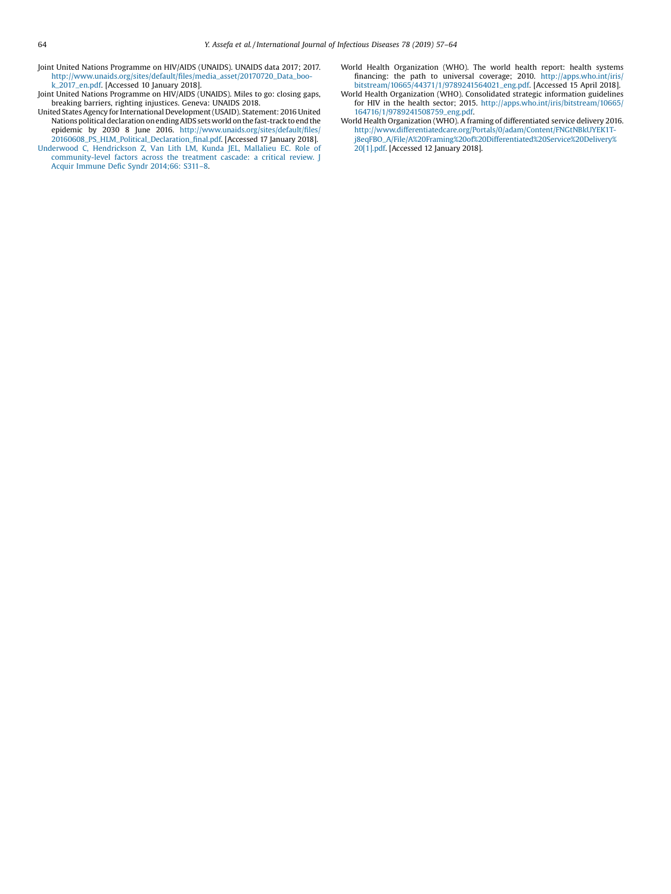Joint United Nations Programme on HIV/AIDS (UNAIDS). UNAIDS data 2017; 2017. http://www.unaids.org/sites/default/files/media_asset/20170720_Data_book_2017_en.pdf. [Accessed 10 January 2018].

Joint United Nations Programme on HIV/AIDS (UNAIDS). Miles to go: closing gaps, breaking barriers, righting injustices. Geneva: UNAIDS 2018.

United States Agency for International Development (USAID). Statement: 2016 United Nations political declaration on ending AIDS sets world on the fast-track to end the epidemic by 2030 8 June 2016. http://www.unaids.org/sites/default/files/20160608_PS_HLM_Political_Declaration_final.pdf. [Accessed 17 January 2018].

Underwood C, Hendrickson Z, Van Lith LM, Kunda JEL, Mallalieu EC. Role of community-level factors across the treatment cascade: a critical review. J Acquir Immune Defic Syndr 2014;66: S311–8.

World Health Organization (WHO). The world health report: health systems financing: the path to universal coverage; 2010. http://apps.who.int/iris/bitstream/10665/44371/1/9789241564021_eng.pdf. [Accessed 15 April 2018].

World Health Organization (WHO). Consolidated strategic information guidelines for HIV in the health sector; 2015. http://apps.who.int/iris/bitstream/10665/164716/1/9789241508759_eng.pdf.

World Health Organization (WHO). A framing of differentiated service delivery 2016. http://www.differentiatedcare.org/Portals/0/adam/Content/FNGtNBkUYEK1T-j8eqFBO_A/File/A%20Framing%20of%20Differentiated%20Service%20Delivery%20[1].pdf. [Accessed 12 January 2018].